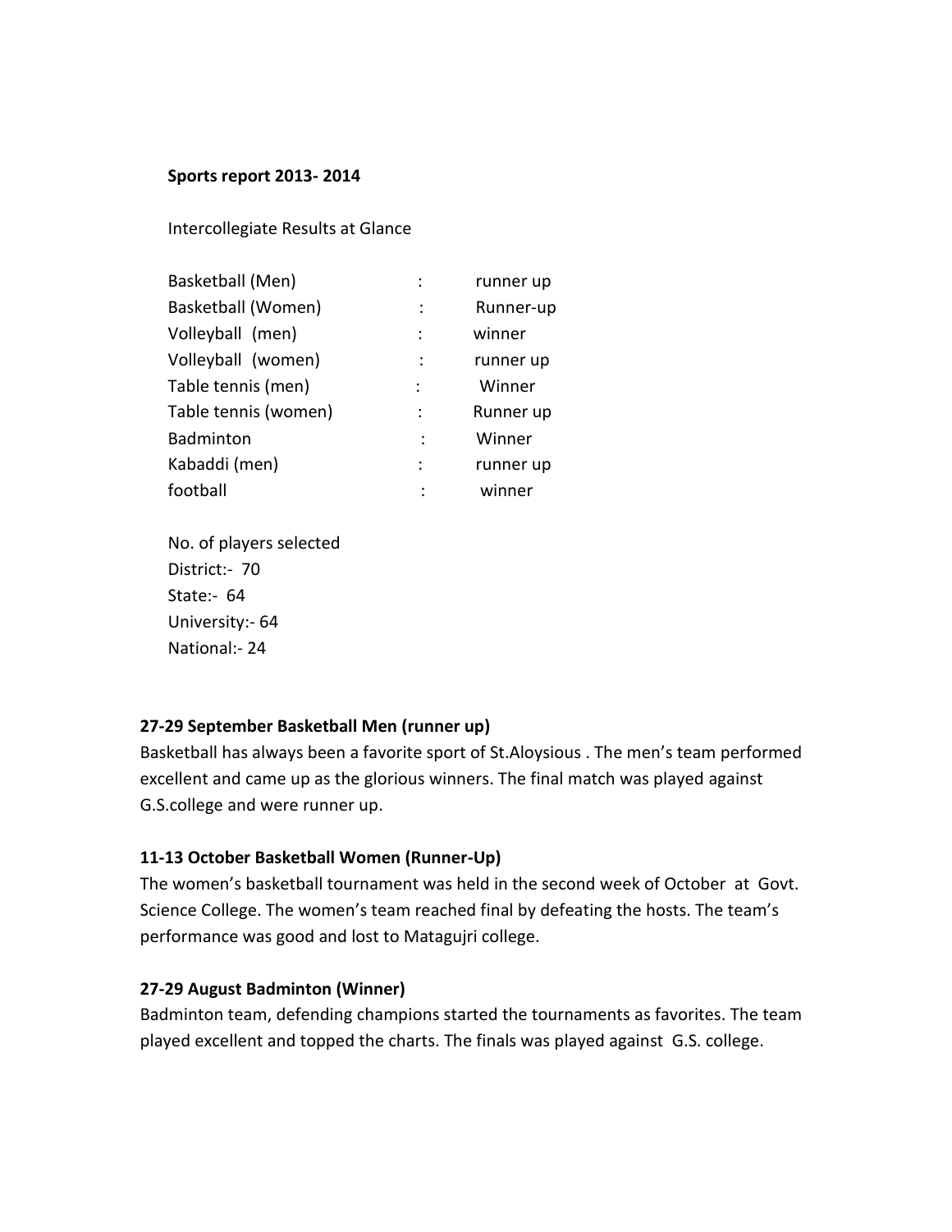## Sports report 2013- 2014

Intercollegiate Results at Glance

| | | |
|---|---|---|
| Basketball (Men) | : | runner up |
| Basketball (Women) | : | Runner-up |
| Volleyball (men) | : | winner |
| Volleyball (women) | : | runner up |
| Table tennis (men) | : | Winner |
| Table tennis (women) | : | Runner up |
| Badminton | : | Winner |
| Kabaddi (men) | : | runner up |
| football | : | winner |

No. of players selected
District:- 70
State:- 64
University:- 64
National:- 24

### 27-29 September Basketball Men (runner up)

Basketball has always been a favorite sport of St.Aloysious . The men's team performed excellent and came up as the glorious winners. The final match was played against G.S.college and were runner up.

### 11-13 October Basketball Women (Runner-Up)

The women's basketball tournament was held in the second week of October at Govt. Science College. The women's team reached final by defeating the hosts. The team's performance was good and lost to Matagujri college.

### 27-29 August Badminton (Winner)

Badminton team, defending champions started the tournaments as favorites. The team played excellent and topped the charts. The finals was played against G.S. college.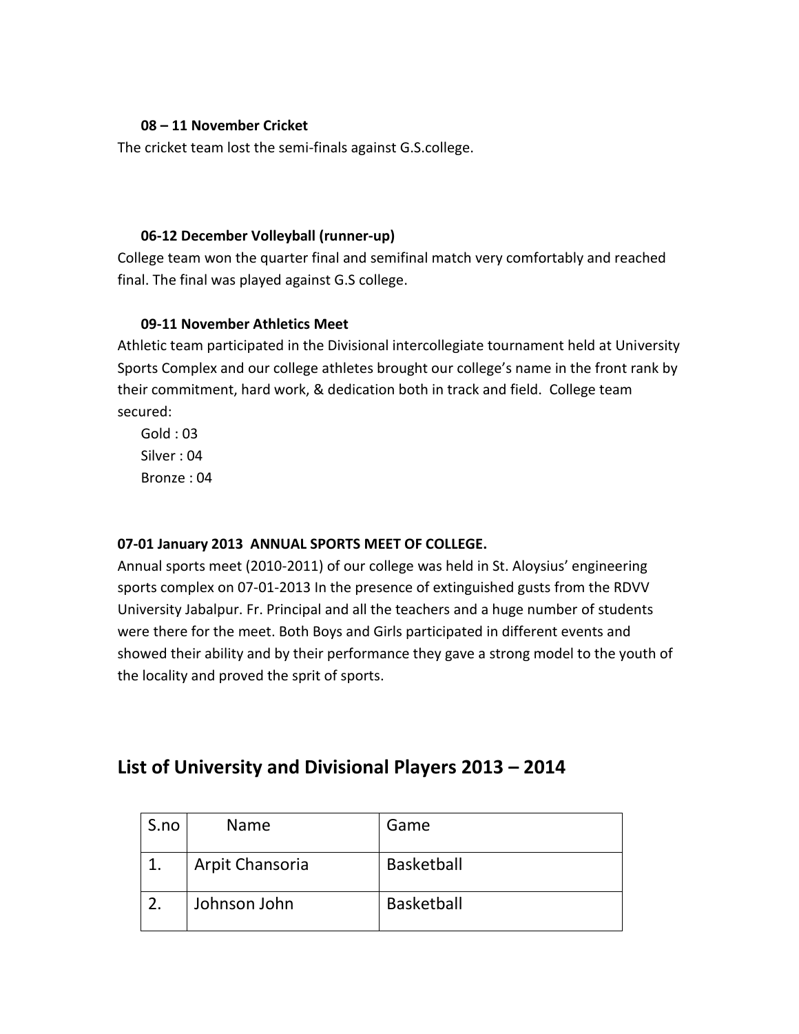**08 – 11 November Cricket**

The cricket team lost the semi-finals against G.S.college.

**06-12 December Volleyball (runner-up)**

College team won the quarter final and semifinal match very comfortably and reached final. The final was played against G.S college.

**09-11 November Athletics Meet**

Athletic team participated in the Divisional intercollegiate tournament held at University Sports Complex and our college athletes brought our college's name in the front rank by their commitment, hard work, & dedication both in track and field. College team secured:

Gold : 03
Silver : 04
Bronze : 04

**07-01 January 2013 ANNUAL SPORTS MEET OF COLLEGE.**

Annual sports meet (2010-2011) of our college was held in St. Aloysius' engineering sports complex on 07-01-2013 In the presence of extinguished gusts from the RDVV University Jabalpur. Fr. Principal and all the teachers and a huge number of students were there for the meet. Both Boys and Girls participated in different events and showed their ability and by their performance they gave a strong model to the youth of the locality and proved the sprit of sports.

## List of University and Divisional Players 2013 – 2014

| S.no | Name | Game |
|---|---|---|
| 1. | Arpit Chansoria | Basketball |
| 2. | Johnson John | Basketball |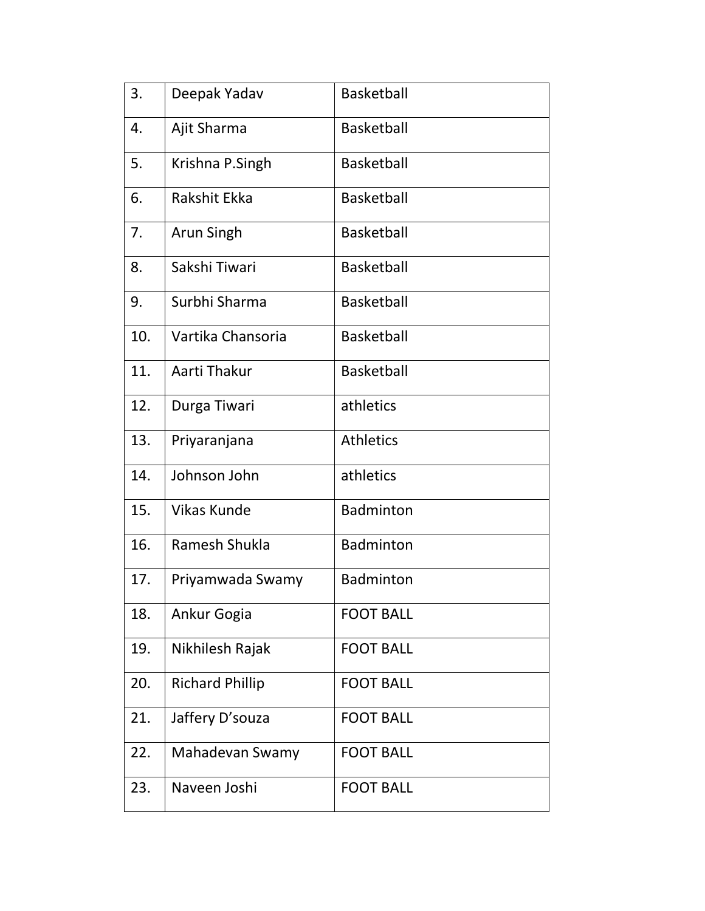| | | |
|---|---|---|
| 3. | Deepak Yadav | Basketball |
| 4. | Ajit Sharma | Basketball |
| 5. | Krishna P.Singh | Basketball |
| 6. | Rakshit Ekka | Basketball |
| 7. | Arun Singh | Basketball |
| 8. | Sakshi Tiwari | Basketball |
| 9. | Surbhi Sharma | Basketball |
| 10. | Vartika Chansoria | Basketball |
| 11. | Aarti Thakur | Basketball |
| 12. | Durga Tiwari | athletics |
| 13. | Priyaranjana | Athletics |
| 14. | Johnson John | athletics |
| 15. | Vikas Kunde | Badminton |
| 16. | Ramesh Shukla | Badminton |
| 17. | Priyamwada Swamy | Badminton |
| 18. | Ankur Gogia | FOOT BALL |
| 19. | Nikhilesh Rajak | FOOT BALL |
| 20. | Richard Phillip | FOOT BALL |
| 21. | Jaffery D'souza | FOOT BALL |
| 22. | Mahadevan Swamy | FOOT BALL |
| 23. | Naveen Joshi | FOOT BALL |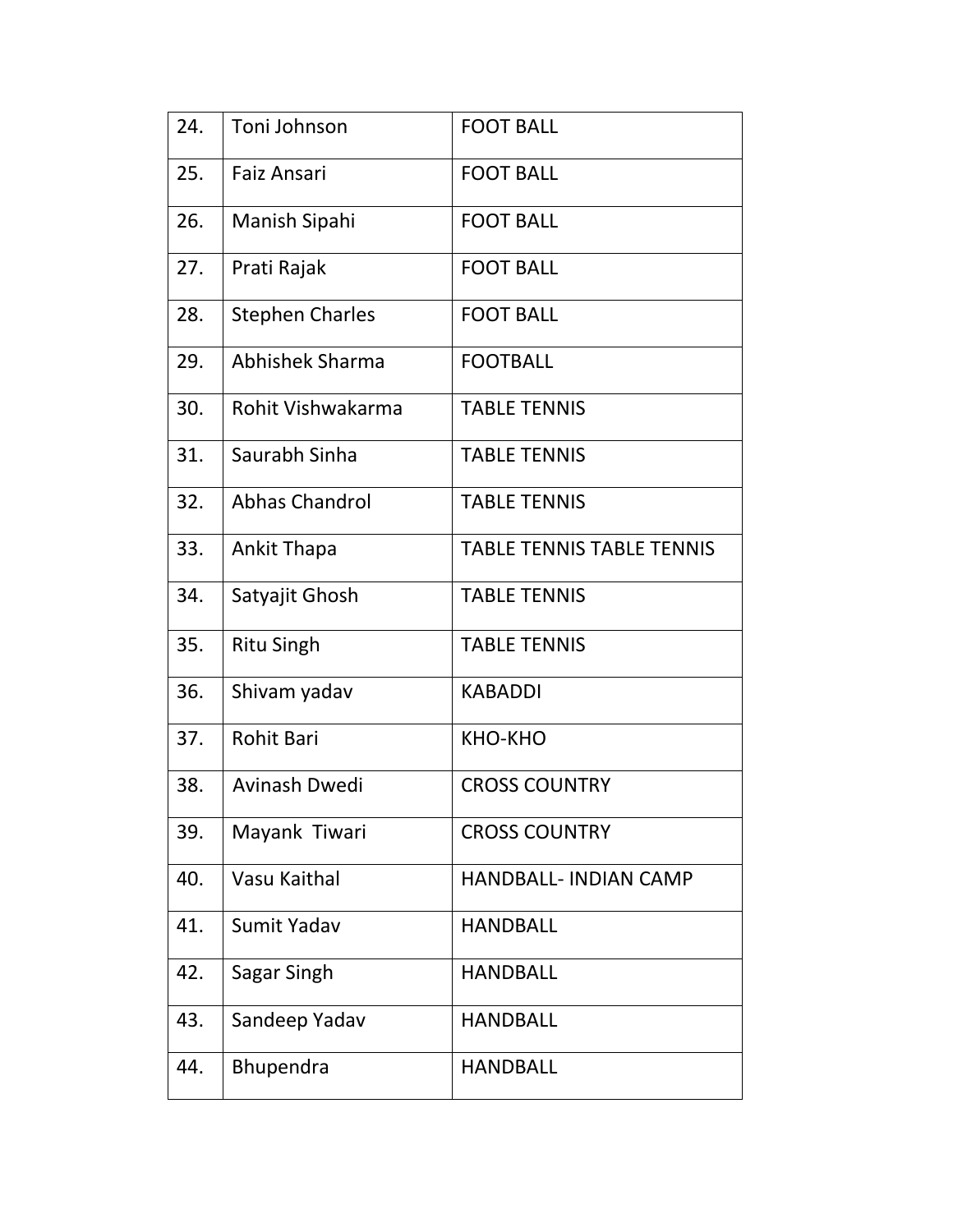| | | |
|---|---|---|
| 24. | Toni Johnson | FOOT BALL |
| 25. | Faiz Ansari | FOOT BALL |
| 26. | Manish Sipahi | FOOT BALL |
| 27. | Prati Rajak | FOOT BALL |
| 28. | Stephen Charles | FOOT BALL |
| 29. | Abhishek Sharma | FOOTBALL |
| 30. | Rohit Vishwakarma | TABLE TENNIS |
| 31. | Saurabh Sinha | TABLE TENNIS |
| 32. | Abhas Chandrol | TABLE TENNIS |
| 33. | Ankit Thapa | TABLE TENNIS TABLE TENNIS |
| 34. | Satyajit Ghosh | TABLE TENNIS |
| 35. | Ritu Singh | TABLE TENNIS |
| 36. | Shivam yadav | KABADDI |
| 37. | Rohit Bari | KHO-KHO |
| 38. | Avinash Dwedi | CROSS COUNTRY |
| 39. | Mayank Tiwari | CROSS COUNTRY |
| 40. | Vasu Kaithal | HANDBALL- INDIAN CAMP |
| 41. | Sumit Yadav | HANDBALL |
| 42. | Sagar Singh | HANDBALL |
| 43. | Sandeep Yadav | HANDBALL |
| 44. | Bhupendra | HANDBALL |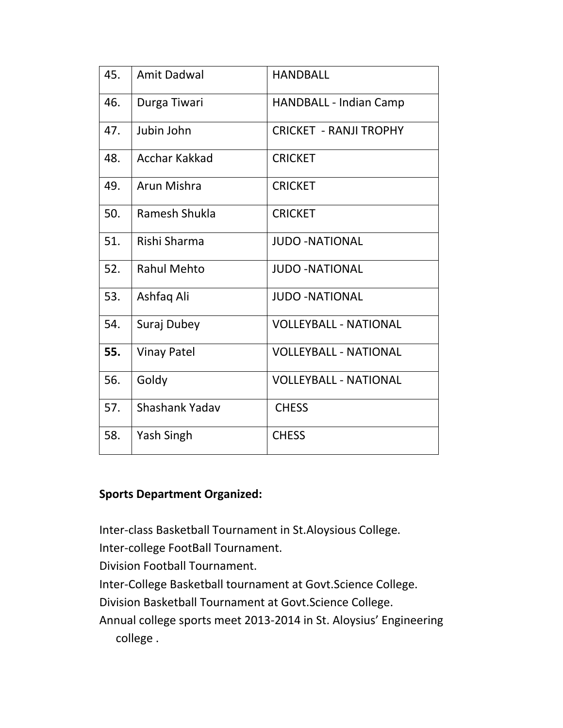| 45. | Amit Dadwal | HANDBALL |
|---|---|---|
| 46. | Durga Tiwari | HANDBALL - Indian Camp |
| 47. | Jubin John | CRICKET - RANJI TROPHY |
| 48. | Acchar Kakkad | CRICKET |
| 49. | Arun Mishra | CRICKET |
| 50. | Ramesh Shukla | CRICKET |
| 51. | Rishi Sharma | JUDO -NATIONAL |
| 52. | Rahul Mehto | JUDO -NATIONAL |
| 53. | Ashfaq Ali | JUDO -NATIONAL |
| 54. | Suraj Dubey | VOLLEYBALL - NATIONAL |
| **55.** | Vinay Patel | VOLLEYBALL - NATIONAL |
| 56. | Goldy | VOLLEYBALL - NATIONAL |
| 57. | Shashank Yadav | CHESS |
| 58. | Yash Singh | CHESS |

**Sports Department Organized:**

Inter-class Basketball Tournament in St.Aloysious College.
Inter-college FootBall Tournament.
Division Football Tournament.
Inter-College Basketball tournament at Govt.Science College.
Division Basketball Tournament at Govt.Science College.
Annual college sports meet 2013-2014 in St. Aloysius' Engineering college .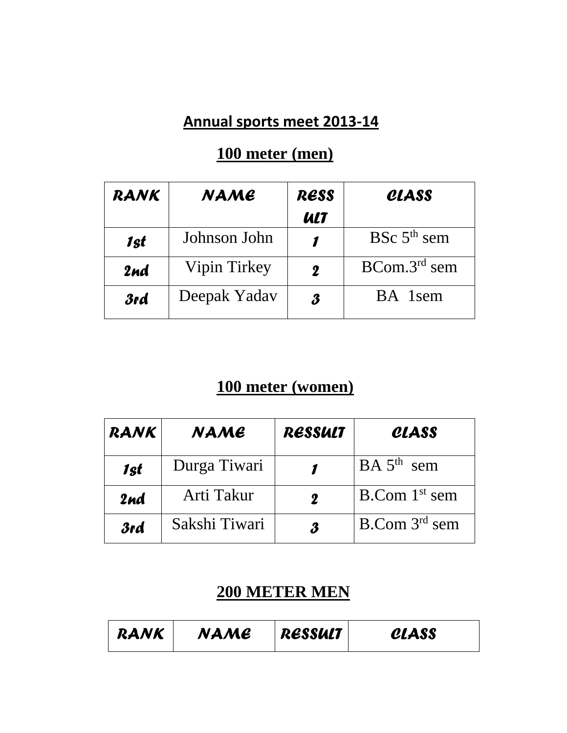## Annual sports meet 2013-14

### 100 meter (men)

| RANK | NAME | RESSULT | CLASS |
|---|---|---|---|
| 1st | Johnson John | 1 | BSc 5th sem |
| 2nd | Vipin Tirkey | 2 | BCom.3rd sem |
| 3rd | Deepak Yadav | 3 | BA 1sem |

### 100 meter (women)

| RANK | NAME | RESSULT | CLASS |
|---|---|---|---|
| 1st | Durga Tiwari | 1 | BA 5th sem |
| 2nd | Arti Takur | 2 | B.Com 1st sem |
| 3rd | Sakshi Tiwari | 3 | B.Com 3rd sem |

### 200 METER MEN

| RANK | NAME | RESSULT | CLASS |
|---|---|---|---|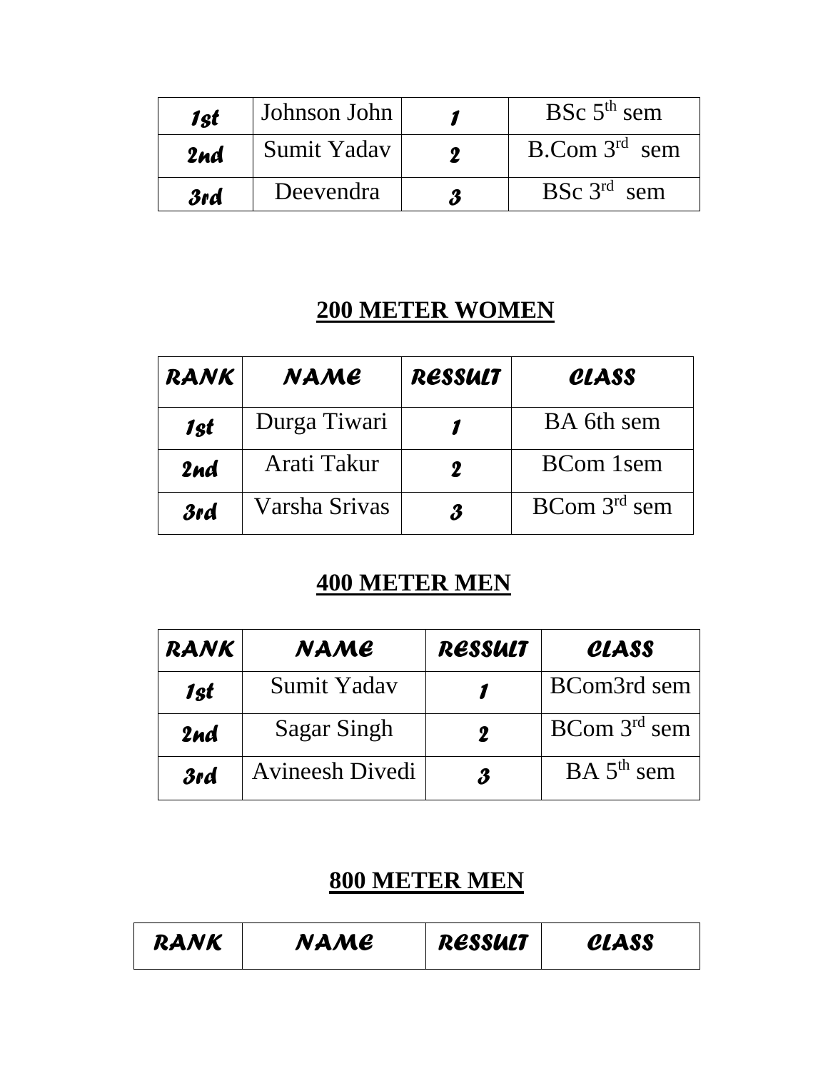| | | | |
|---|---|---|---|
| 1st | Johnson John | 1 | BSc 5th sem |
| 2nd | Sumit Yadav | 2 | B.Com 3rd sem |
| 3rd | Deevendra | 3 | BSc 3rd sem |

## 200 METER WOMEN

| RANK | NAME | RESSULT | CLASS |
|---|---|---|---|
| 1st | Durga Tiwari | 1 | BA 6th sem |
| 2nd | Arati Takur | 2 | BCom 1sem |
| 3rd | Varsha Srivas | 3 | BCom 3rd sem |

## 400 METER MEN

| RANK | NAME | RESSULT | CLASS |
|---|---|---|---|
| 1st | Sumit Yadav | 1 | BCom3rd sem |
| 2nd | Sagar Singh | 2 | BCom 3rd sem |
| 3rd | Avineesh Divedi | 3 | BA 5th sem |

## 800 METER MEN

| RANK | NAME | RESSULT | CLASS |
|---|---|---|---|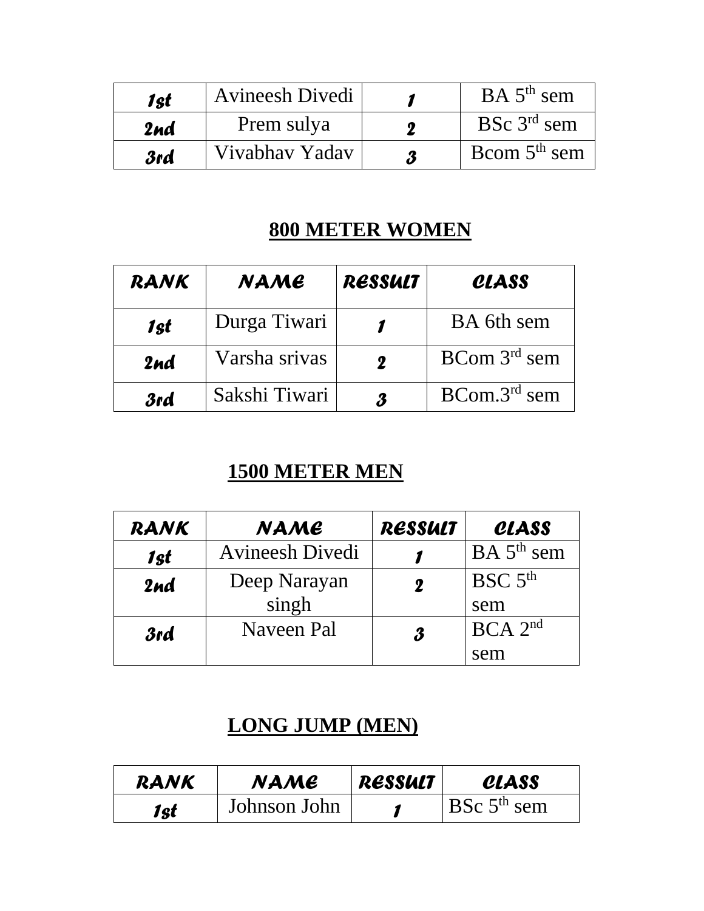| 1st | Avineesh Divedi | 1 | BA 5th sem |
|---|---|---|---|
| 2nd | Prem sulya | 2 | BSc 3rd sem |
| 3rd | Vivabhav Yadav | 3 | Bcom 5th sem |

## 800 METER WOMEN

| RANK | NAME | RESSULT | CLASS |
|---|---|---|---|
| 1st | Durga Tiwari | 1 | BA 6th sem |
| 2nd | Varsha srivas | 2 | BCom 3rd sem |
| 3rd | Sakshi Tiwari | 3 | BCom.3rd sem |

## 1500 METER MEN

| RANK | NAME | RESSULT | CLASS |
|---|---|---|---|
| 1st | Avineesh Divedi | 1 | BA 5th sem |
| 2nd | Deep Narayan singh | 2 | BSC 5th sem |
| 3rd | Naveen Pal | 3 | BCA 2nd sem |

## LONG JUMP (MEN)

| RANK | NAME | RESSULT | CLASS |
|---|---|---|---|
| 1st | Johnson John | 1 | BSc 5th sem |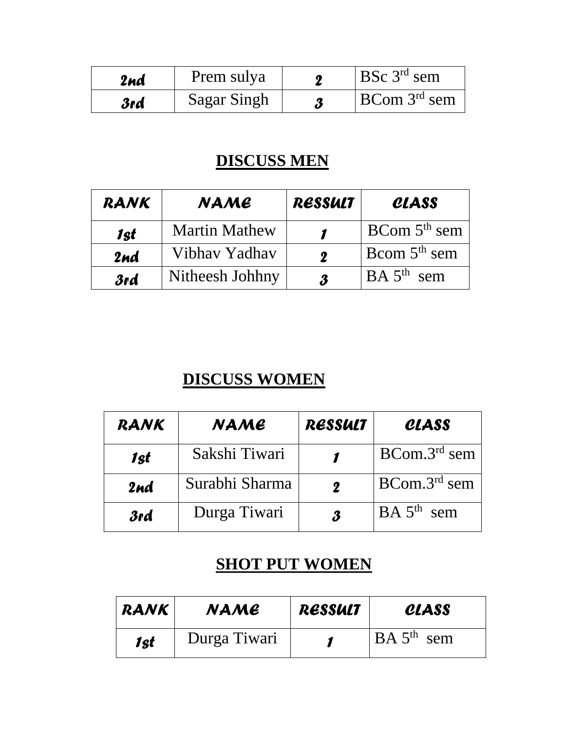| 2nd | Prem sulya | 2 | BSc 3rd sem |
|---|---|---|---|
| 3rd | Sagar Singh | 3 | BCom 3rd sem |

## DISCUSS MEN

| RANK | NAME | RESSULT | CLASS |
|---|---|---|---|
| 1st | Martin Mathew | 1 | BCom 5th sem |
| 2nd | Vibhav Yadhav | 2 | Bcom 5th sem |
| 3rd | Nitheesh Johhny | 3 | BA 5th sem |

## DISCUSS WOMEN

| RANK | NAME | RESSULT | CLASS |
|---|---|---|---|
| 1st | Sakshi Tiwari | 1 | BCom.3rd sem |
| 2nd | Surabhi Sharma | 2 | BCom.3rd sem |
| 3rd | Durga Tiwari | 3 | BA 5th sem |

## SHOT PUT WOMEN

| RANK | NAME | RESSULT | CLASS |
|---|---|---|---|
| 1st | Durga Tiwari | 1 | BA 5th sem |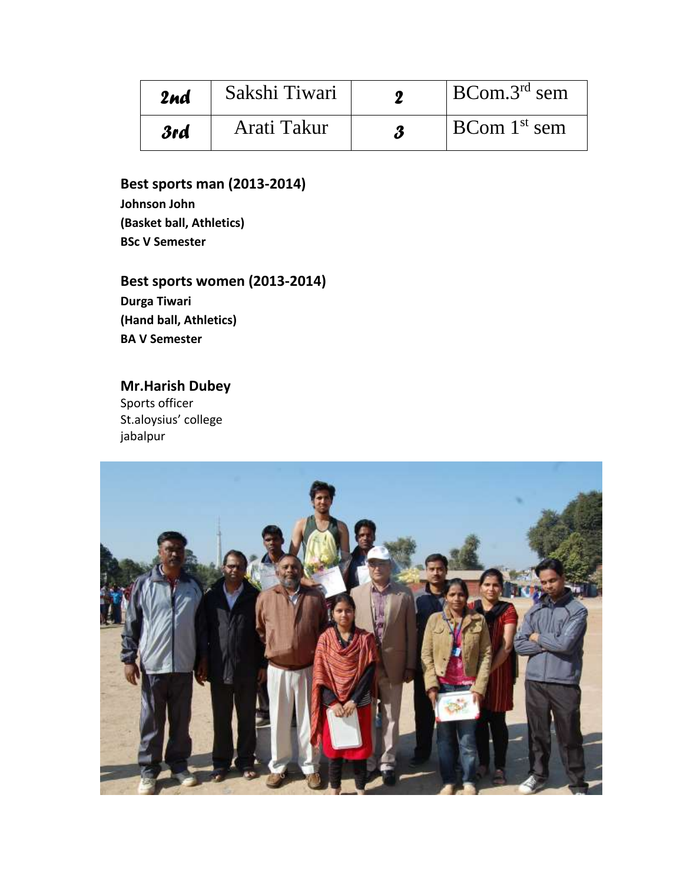| 2nd | Sakshi Tiwari | 2 | BCom.3rd sem |
|---|---|---|---|
| 3rd | Arati Takur | 3 | BCom 1st sem |

**Best sports man (2013-2014)**
**Johnson John**
**(Basket ball, Athletics)**
**BSc V Semester**

**Best sports women (2013-2014)**
**Durga Tiwari**
**(Hand ball, Athletics)**
**BA V Semester**

**Mr.Harish Dubey**
Sports officer
St.aloysius' college
jabalpur